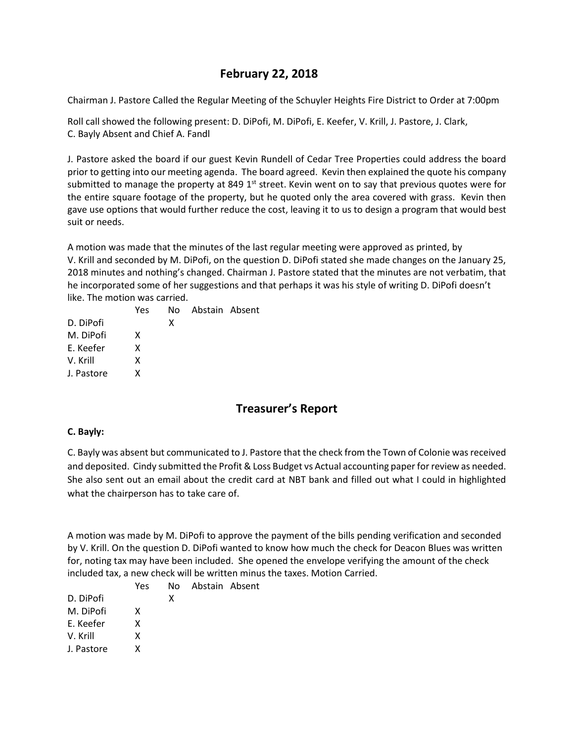# February 22, 2018

Chairman J. Pastore Called the Regular Meeting of the Schuyler Heights Fire District to Order at 7:00pm

Roll call showed the following present: D. DiPofi, M. DiPofi, E. Keefer, V. Krill, J. Pastore, J. Clark, C. Bayly Absent and Chief A. Fandl

J. Pastore asked the board if our guest Kevin Rundell of Cedar Tree Properties could address the board prior to getting into our meeting agenda. The board agreed. Kevin then explained the quote his company submitted to manage the property at 849 1st street. Kevin went on to say that previous quotes were for the entire square footage of the property, but he quoted only the area covered with grass. Kevin then gave use options that would further reduce the cost, leaving it to us to design a program that would best suit or needs.

A motion was made that the minutes of the last regular meeting were approved as printed, by V. Krill and seconded by M. DiPofi, on the question D. DiPofi stated she made changes on the January 25, 2018 minutes and nothing's changed. Chairman J. Pastore stated that the minutes are not verbatim, that he incorporated some of her suggestions and that perhaps it was his style of writing D. DiPofi doesn't like. The motion was carried.

| | Yes | No | Abstain | Absent |
|---|---|---|---|---|
| D. DiPofi | | X | | |
| M. DiPofi | X | | | |
| E. Keefer | X | | | |
| V. Krill | X | | | |
| J. Pastore | X | | | |

## Treasurer's Report

**C. Bayly:**

C. Bayly was absent but communicated to J. Pastore that the check from the Town of Colonie was received and deposited. Cindy submitted the Profit & Loss Budget vs Actual accounting paper for review as needed. She also sent out an email about the credit card at NBT bank and filled out what I could in highlighted what the chairperson has to take care of.

A motion was made by M. DiPofi to approve the payment of the bills pending verification and seconded by V. Krill. On the question D. DiPofi wanted to know how much the check for Deacon Blues was written for, noting tax may have been included. She opened the envelope verifying the amount of the check included tax, a new check will be written minus the taxes. Motion Carried.

| | Yes | No | Abstain | Absent |
|---|---|---|---|---|
| D. DiPofi | | X | | |
| M. DiPofi | X | | | |
| E. Keefer | X | | | |
| V. Krill | X | | | |
| J. Pastore | X | | | |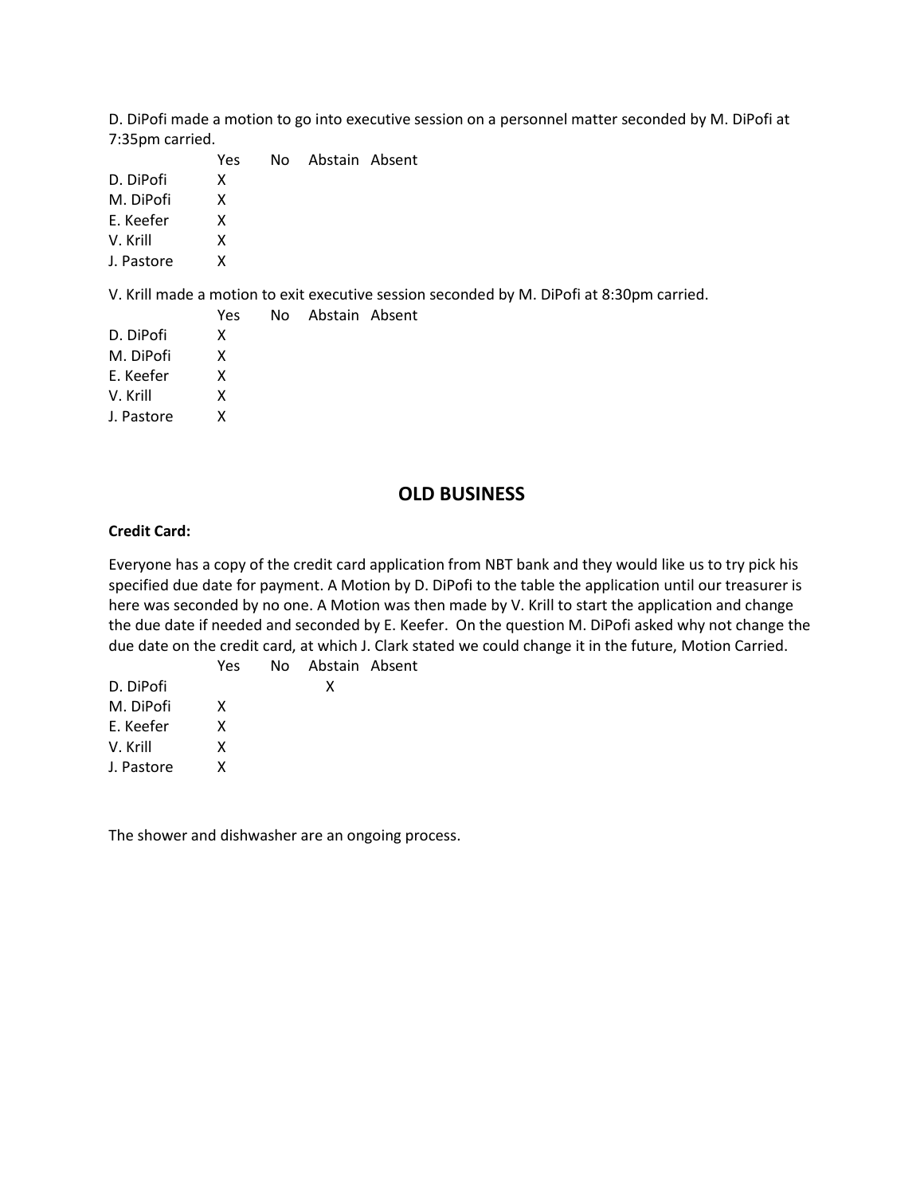D. DiPofi made a motion to go into executive session on a personnel matter seconded by M. DiPofi at 7:35pm carried.

| | Yes | No | Abstain | Absent |
|---|---|---|---|---|
| D. DiPofi | X | | | |
| M. DiPofi | X | | | |
| E. Keefer | X | | | |
| V. Krill | X | | | |
| J. Pastore | X | | | |

V. Krill made a motion to exit executive session seconded by M. DiPofi at 8:30pm carried.

| | Yes | No | Abstain | Absent |
|---|---|---|---|---|
| D. DiPofi | X | | | |
| M. DiPofi | X | | | |
| E. Keefer | X | | | |
| V. Krill | X | | | |
| J. Pastore | X | | | |

## OLD BUSINESS

**Credit Card:**

Everyone has a copy of the credit card application from NBT bank and they would like us to try pick his specified due date for payment. A Motion by D. DiPofi to the table the application until our treasurer is here was seconded by no one. A Motion was then made by V. Krill to start the application and change the due date if needed and seconded by E. Keefer. On the question M. DiPofi asked why not change the due date on the credit card, at which J. Clark stated we could change it in the future, Motion Carried.

| | Yes | No | Abstain | Absent |
|---|---|---|---|---|
| D. DiPofi | | | X | |
| M. DiPofi | X | | | |
| E. Keefer | X | | | |
| V. Krill | X | | | |
| J. Pastore | X | | | |

The shower and dishwasher are an ongoing process.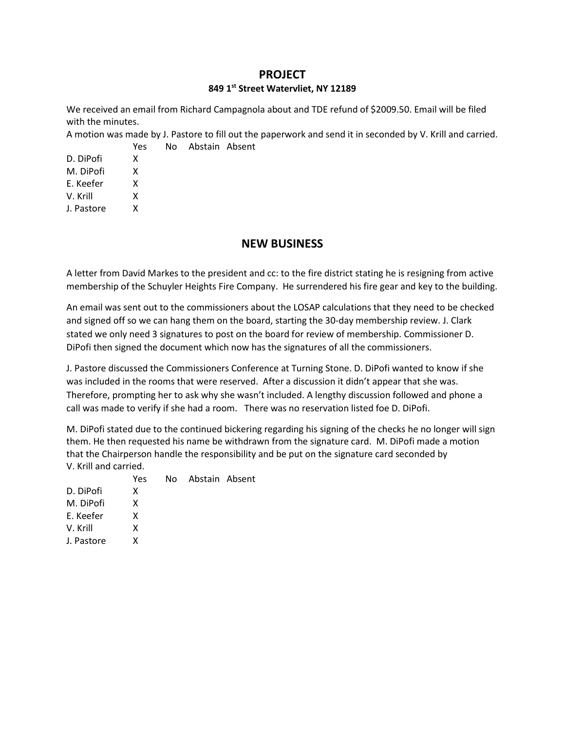## PROJECT

### 849 1st Street Watervliet, NY 12189

We received an email from Richard Campagnola about and TDE refund of $2009.50. Email will be filed with the minutes.

A motion was made by J. Pastore to fill out the paperwork and send it in seconded by V. Krill and carried.

| | Yes | No | Abstain | Absent |
|---|---|---|---|---|
| D. DiPofi | X | | | |
| M. DiPofi | X | | | |
| E. Keefer | X | | | |
| V. Krill | X | | | |
| J. Pastore | X | | | |

## NEW BUSINESS

A letter from David Markes to the president and cc: to the fire district stating he is resigning from active membership of the Schuyler Heights Fire Company. He surrendered his fire gear and key to the building.

An email was sent out to the commissioners about the LOSAP calculations that they need to be checked and signed off so we can hang them on the board, starting the 30-day membership review. J. Clark stated we only need 3 signatures to post on the board for review of membership. Commissioner D. DiPofi then signed the document which now has the signatures of all the commissioners.

J. Pastore discussed the Commissioners Conference at Turning Stone. D. DiPofi wanted to know if she was included in the rooms that were reserved. After a discussion it didn't appear that she was. Therefore, prompting her to ask why she wasn't included. A lengthy discussion followed and phone a call was made to verify if she had a room. There was no reservation listed foe D. DiPofi.

M. DiPofi stated due to the continued bickering regarding his signing of the checks he no longer will sign them. He then requested his name be withdrawn from the signature card. M. DiPofi made a motion that the Chairperson handle the responsibility and be put on the signature card seconded by V. Krill and carried.

| | Yes | No | Abstain | Absent |
|---|---|---|---|---|
| D. DiPofi | X | | | |
| M. DiPofi | X | | | |
| E. Keefer | X | | | |
| V. Krill | X | | | |
| J. Pastore | X | | | |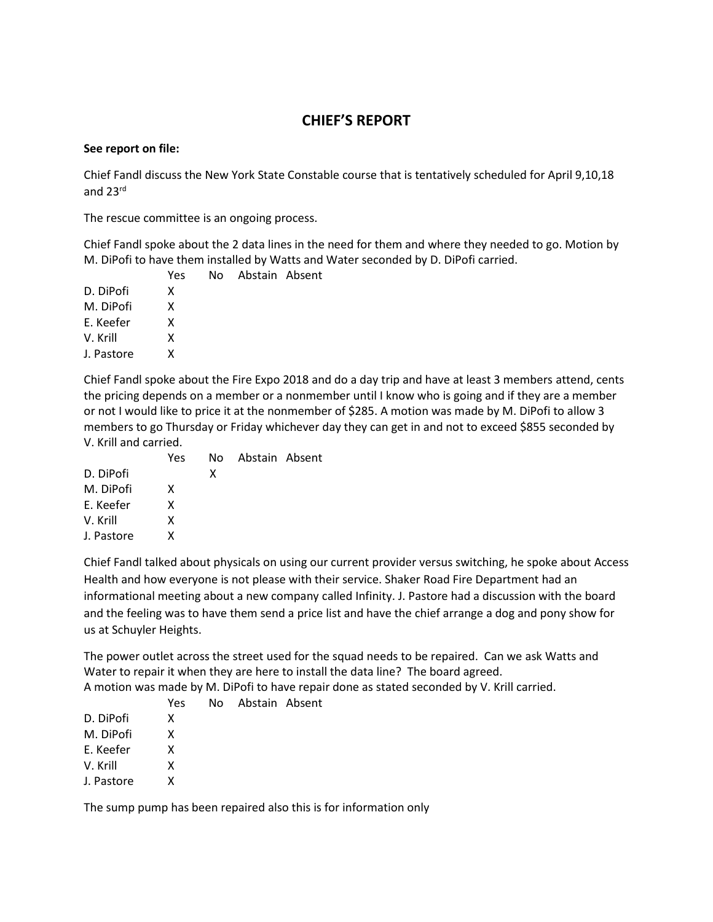## CHIEF'S REPORT

**See report on file:**

Chief Fandl discuss the New York State Constable course that is tentatively scheduled for April 9,10,18 and 23rd

The rescue committee is an ongoing process.

Chief Fandl spoke about the 2 data lines in the need for them and where they needed to go. Motion by M. DiPofi to have them installed by Watts and Water seconded by D. DiPofi carried.

| | Yes | No | Abstain | Absent |
|---|---|---|---|---|
| D. DiPofi | X | | | |
| M. DiPofi | X | | | |
| E. Keefer | X | | | |
| V. Krill | X | | | |
| J. Pastore | X | | | |

Chief Fandl spoke about the Fire Expo 2018 and do a day trip and have at least 3 members attend, cents the pricing depends on a member or a nonmember until I know who is going and if they are a member or not I would like to price it at the nonmember of $285. A motion was made by M. DiPofi to allow 3 members to go Thursday or Friday whichever day they can get in and not to exceed $855 seconded by V. Krill and carried.

| | Yes | No | Abstain | Absent |
|---|---|---|---|---|
| D. DiPofi | | X | | |
| M. DiPofi | X | | | |
| E. Keefer | X | | | |
| V. Krill | X | | | |
| J. Pastore | X | | | |

Chief Fandl talked about physicals on using our current provider versus switching, he spoke about Access Health and how everyone is not please with their service. Shaker Road Fire Department had an informational meeting about a new company called Infinity. J. Pastore had a discussion with the board and the feeling was to have them send a price list and have the chief arrange a dog and pony show for us at Schuyler Heights.

The power outlet across the street used for the squad needs to be repaired. Can we ask Watts and Water to repair it when they are here to install the data line? The board agreed.
A motion was made by M. DiPofi to have repair done as stated seconded by V. Krill carried.

| | Yes | No | Abstain | Absent |
|---|---|---|---|---|
| D. DiPofi | X | | | |
| M. DiPofi | X | | | |
| E. Keefer | X | | | |
| V. Krill | X | | | |
| J. Pastore | X | | | |

The sump pump has been repaired also this is for information only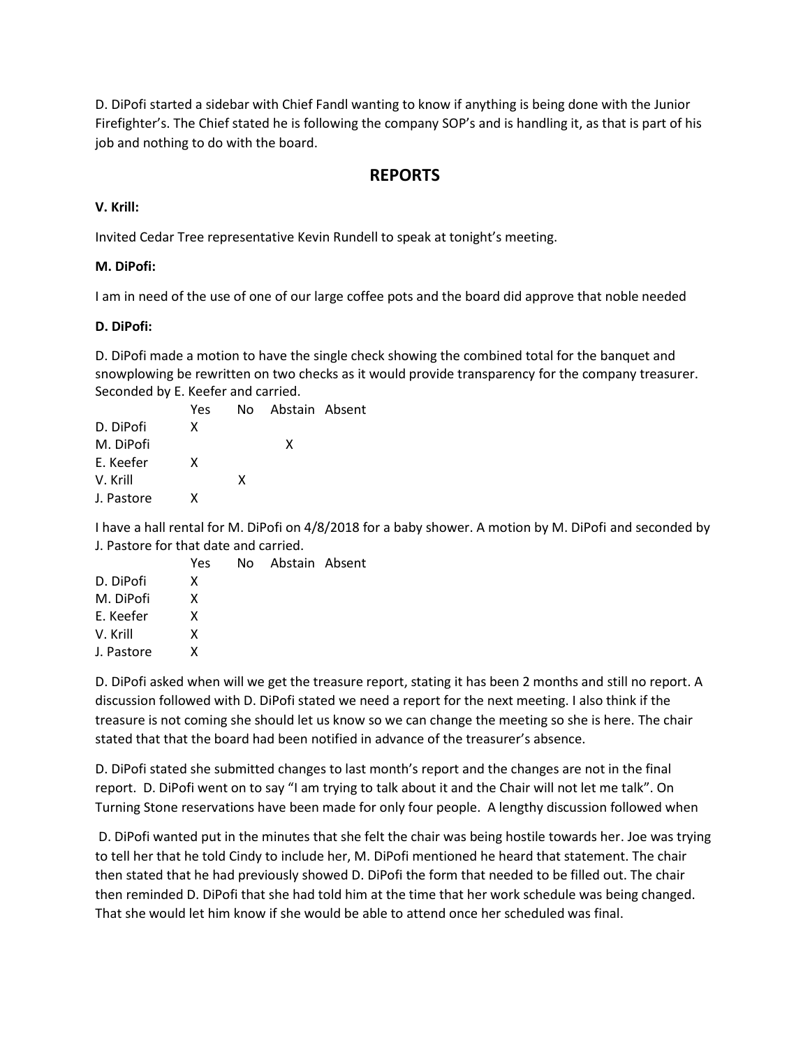D. DiPofi started a sidebar with Chief Fandl wanting to know if anything is being done with the Junior Firefighter's. The Chief stated he is following the company SOP's and is handling it, as that is part of his job and nothing to do with the board.

## REPORTS

**V. Krill:**

Invited Cedar Tree representative Kevin Rundell to speak at tonight's meeting.

**M. DiPofi:**

I am in need of the use of one of our large coffee pots and the board did approve that noble needed

**D. DiPofi:**

D. DiPofi made a motion to have the single check showing the combined total for the banquet and snowplowing be rewritten on two checks as it would provide transparency for the company treasurer. Seconded by E. Keefer and carried.

| | Yes | No | Abstain | Absent |
|---|---|---|---|---|
| D. DiPofi | X | | | |
| M. DiPofi | | | X | |
| E. Keefer | X | | | |
| V. Krill | | X | | |
| J. Pastore | X | | | |

I have a hall rental for M. DiPofi on 4/8/2018 for a baby shower. A motion by M. DiPofi and seconded by J. Pastore for that date and carried.

| | Yes | No | Abstain | Absent |
|---|---|---|---|---|
| D. DiPofi | X | | | |
| M. DiPofi | X | | | |
| E. Keefer | X | | | |
| V. Krill | X | | | |
| J. Pastore | X | | | |

D. DiPofi asked when will we get the treasure report, stating it has been 2 months and still no report. A discussion followed with D. DiPofi stated we need a report for the next meeting. I also think if the treasure is not coming she should let us know so we can change the meeting so she is here. The chair stated that that the board had been notified in advance of the treasurer's absence.

D. DiPofi stated she submitted changes to last month's report and the changes are not in the final report. D. DiPofi went on to say "I am trying to talk about it and the Chair will not let me talk". On Turning Stone reservations have been made for only four people. A lengthy discussion followed when

D. DiPofi wanted put in the minutes that she felt the chair was being hostile towards her. Joe was trying to tell her that he told Cindy to include her, M. DiPofi mentioned he heard that statement. The chair then stated that he had previously showed D. DiPofi the form that needed to be filled out. The chair then reminded D. DiPofi that she had told him at the time that her work schedule was being changed. That she would let him know if she would be able to attend once her scheduled was final.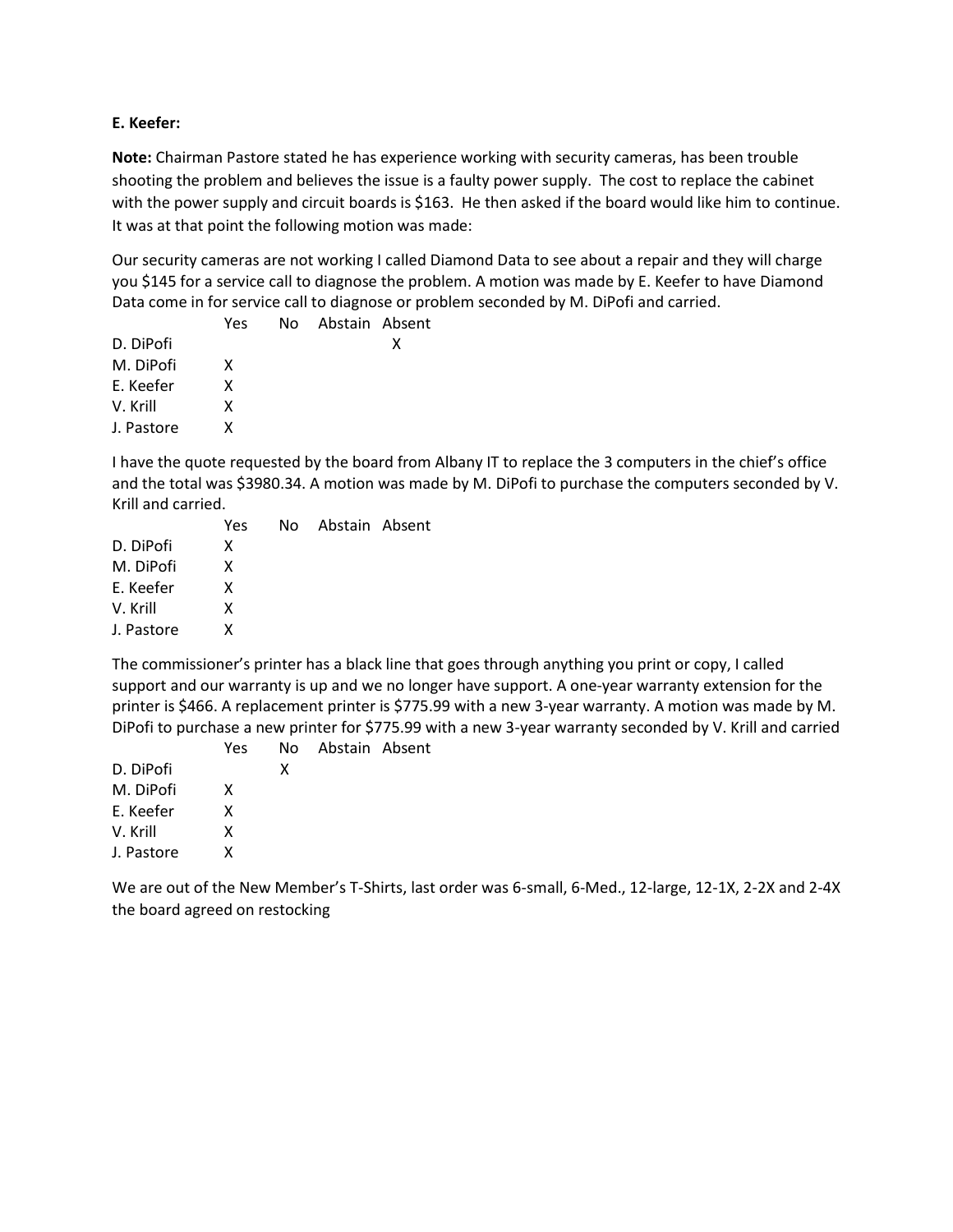**E. Keefer:**

**Note:** Chairman Pastore stated he has experience working with security cameras, has been trouble shooting the problem and believes the issue is a faulty power supply. The cost to replace the cabinet with the power supply and circuit boards is $163. He then asked if the board would like him to continue. It was at that point the following motion was made:

Our security cameras are not working I called Diamond Data to see about a repair and they will charge you $145 for a service call to diagnose the problem. A motion was made by E. Keefer to have Diamond Data come in for service call to diagnose or problem seconded by M. DiPofi and carried.

| | Yes | No | Abstain | Absent |
|---|---|---|---|---|
| D. DiPofi | | | | X |
| M. DiPofi | X | | | |
| E. Keefer | X | | | |
| V. Krill | X | | | |
| J. Pastore | X | | | |

I have the quote requested by the board from Albany IT to replace the 3 computers in the chief's office and the total was $3980.34. A motion was made by M. DiPofi to purchase the computers seconded by V. Krill and carried.

| | Yes | No | Abstain | Absent |
|---|---|---|---|---|
| D. DiPofi | X | | | |
| M. DiPofi | X | | | |
| E. Keefer | X | | | |
| V. Krill | X | | | |
| J. Pastore | X | | | |

The commissioner's printer has a black line that goes through anything you print or copy, I called support and our warranty is up and we no longer have support. A one-year warranty extension for the printer is $466. A replacement printer is $775.99 with a new 3-year warranty. A motion was made by M. DiPofi to purchase a new printer for $775.99 with a new 3-year warranty seconded by V. Krill and carried

| | Yes | No | Abstain | Absent |
|---|---|---|---|---|
| D. DiPofi | | X | | |
| M. DiPofi | X | | | |
| E. Keefer | X | | | |
| V. Krill | X | | | |
| J. Pastore | X | | | |

We are out of the New Member's T-Shirts, last order was 6-small, 6-Med., 12-large, 12-1X, 2-2X and 2-4X the board agreed on restocking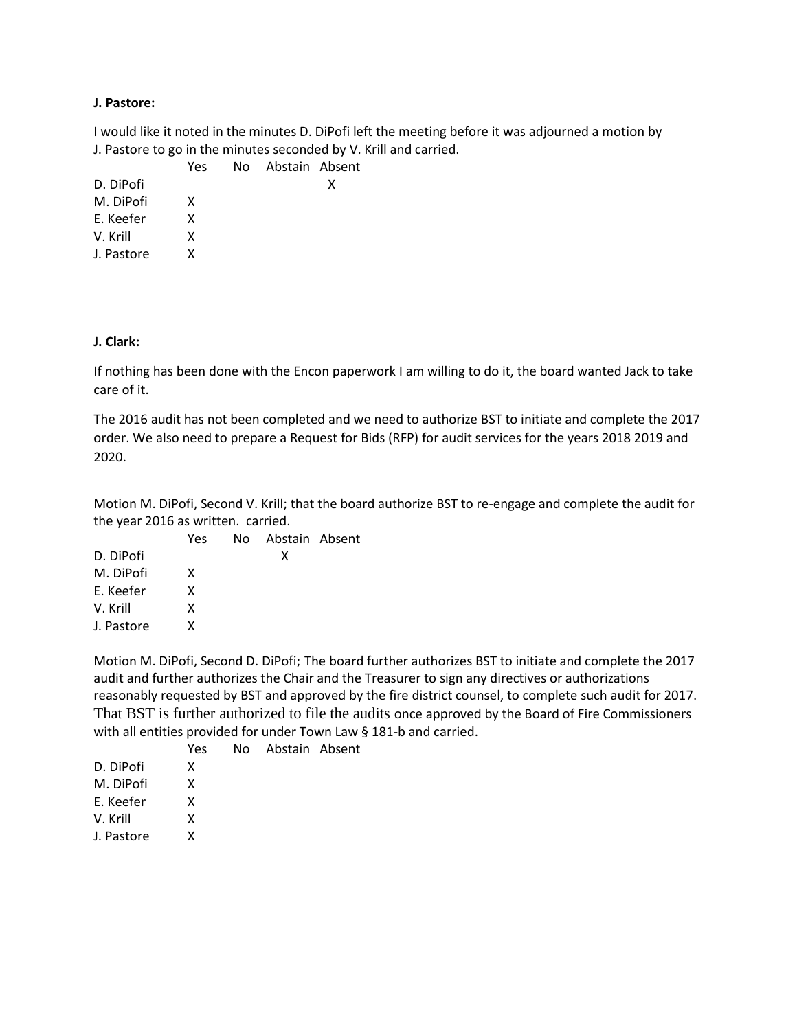**J. Pastore:**

I would like it noted in the minutes D. DiPofi left the meeting before it was adjourned a motion by J. Pastore to go in the minutes seconded by V. Krill and carried.

| | Yes | No | Abstain | Absent |
|---|---|---|---|---|
| D. DiPofi | | | | X |
| M. DiPofi | X | | | |
| E. Keefer | X | | | |
| V. Krill | X | | | |
| J. Pastore | X | | | |

**J. Clark:**

If nothing has been done with the Encon paperwork I am willing to do it, the board wanted Jack to take care of it.

The 2016 audit has not been completed and we need to authorize BST to initiate and complete the 2017 order. We also need to prepare a Request for Bids (RFP) for audit services for the years 2018 2019 and 2020.

Motion M. DiPofi, Second V. Krill; that the board authorize BST to re-engage and complete the audit for the year 2016 as written. carried.

| | Yes | No | Abstain | Absent |
|---|---|---|---|---|
| D. DiPofi | | | X | |
| M. DiPofi | X | | | |
| E. Keefer | X | | | |
| V. Krill | X | | | |
| J. Pastore | X | | | |

Motion M. DiPofi, Second D. DiPofi; The board further authorizes BST to initiate and complete the 2017 audit and further authorizes the Chair and the Treasurer to sign any directives or authorizations reasonably requested by BST and approved by the fire district counsel, to complete such audit for 2017. That BST is further authorized to file the audits once approved by the Board of Fire Commissioners with all entities provided for under Town Law § 181-b and carried.

| | Yes | No | Abstain | Absent |
|---|---|---|---|---|
| D. DiPofi | X | | | |
| M. DiPofi | X | | | |
| E. Keefer | X | | | |
| V. Krill | X | | | |
| J. Pastore | X | | | |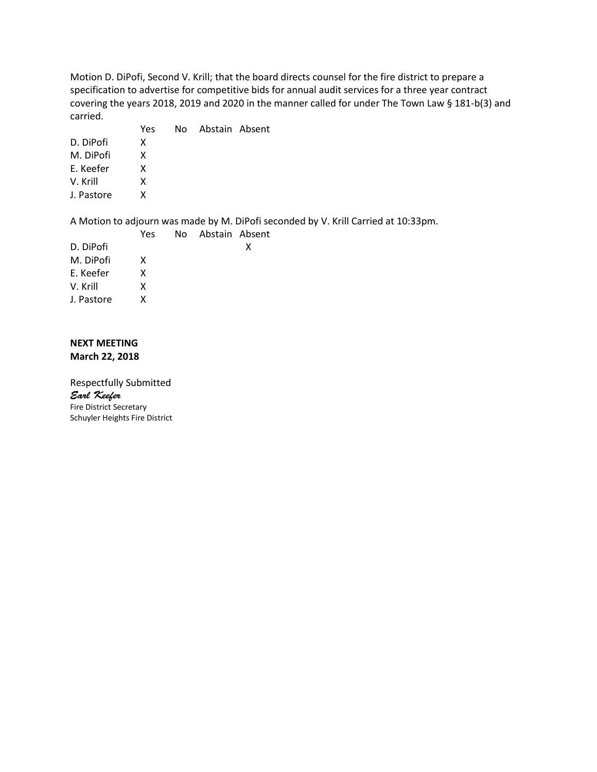Motion D. DiPofi, Second V. Krill; that the board directs counsel for the fire district to prepare a specification to advertise for competitive bids for annual audit services for a three year contract covering the years 2018, 2019 and 2020 in the manner called for under The Town Law § 181-b(3) and carried.

| | Yes | No | Abstain | Absent |
|---|---|---|---|---|
| D. DiPofi | X | | | |
| M. DiPofi | X | | | |
| E. Keefer | X | | | |
| V. Krill | X | | | |
| J. Pastore | X | | | |

A Motion to adjourn was made by M. DiPofi seconded by V. Krill Carried at 10:33pm.

| | Yes | No | Abstain | Absent |
|---|---|---|---|---|
| D. DiPofi | | | | X |
| M. DiPofi | X | | | |
| E. Keefer | X | | | |
| V. Krill | X | | | |
| J. Pastore | X | | | |

**NEXT MEETING**
**March 22, 2018**

Respectfully Submitted
*Earl Keefer*
Fire District Secretary
Schuyler Heights Fire District